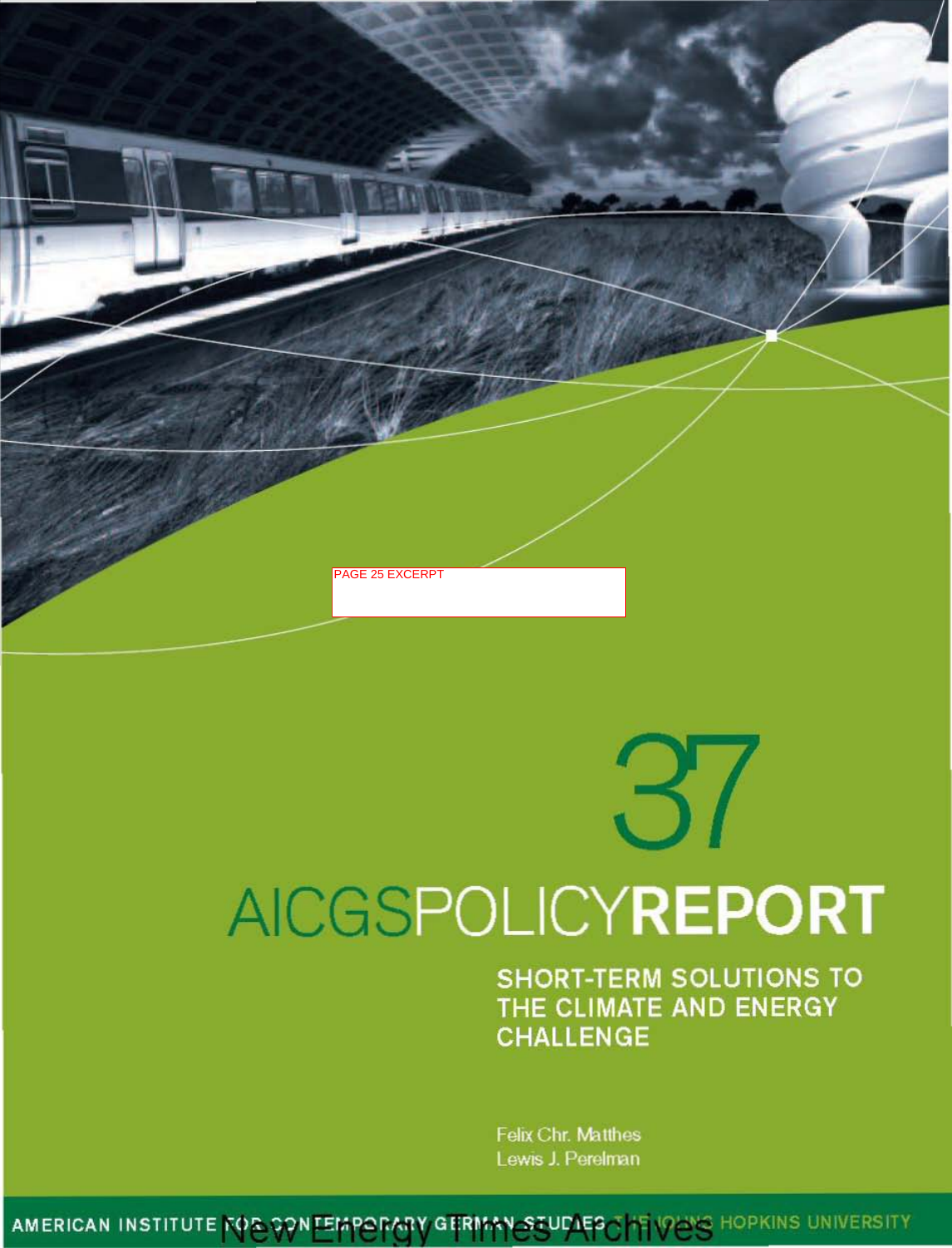PAGE 25 EXCERPT

37

# AICGSPOLICYREPORT

## SHORT-TERM SOLUTIONS TO THE CLIMATE AND ENERGY CHALLENGE

Felix Chr. Matthes
Lewis J. Perelman

AMERICAN INSTITUTE FOR CONTEMPORARY GERMAN STUDIES THE JOHNS HOPKINS UNIVERSITY

New Energy Times Archives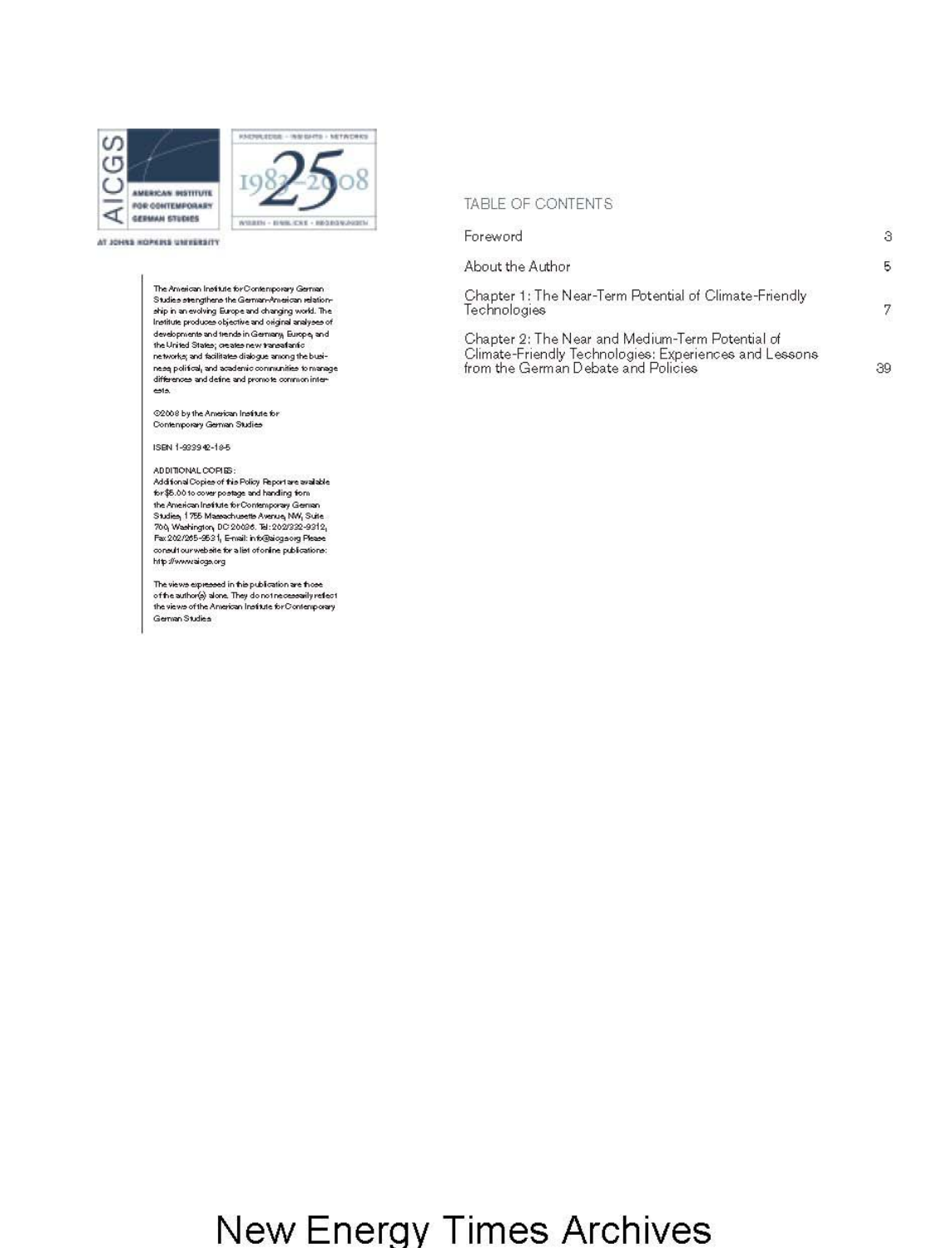AICGS

AMERICAN INSTITUTE FOR CONTEMPORARY GERMAN STUDIES

AT JOHNS HOPKINS UNIVERSITY

KNOWLEDGE · INSIGHTS · NETWORKS

25

1983–2008

WISSEN · EINBLICKE · BEGEGNUNGEN

The American Institute for Contemporary German Studies strengthens the German-American relationship in an evolving Europe and changing world. The Institute produces objective and original analyses of developments and trends in Germany, Europe, and the United States; creates new transatlantic networks; and facilitates dialogue among the business, political, and academic communities to manage differences and define and promote common interests.

©2008 by the American Institute for Contemporary German Studies

ISBN 1-933942-18-5

ADDITIONAL COPIES:
Additional Copies of this Policy Report are available for $5.00 to cover postage and handling from the American Institute for Contemporary German Studies, 1755 Massachusetts Avenue, NW, Suite 700, Washington, DC 20036. Tel: 202/332-9312, Fax 202/265-9531, E-mail: info@aicgs.org Please consult our website for a list of online publications: http://www.aicgs.org

The views expressed in this publication are those of the author(s) alone. They do not necessarily reflect the views of the American Institute for Contemporary German Studies.

## TABLE OF CONTENTS

| | |
|---|---|
| Foreword | 3 |
| About the Author | 5 |
| Chapter 1: The Near-Term Potential of Climate-Friendly Technologies | 7 |
| Chapter 2: The Near and Medium-Term Potential of Climate-Friendly Technologies: Experiences and Lessons from the German Debate and Policies | 39 |

New Energy Times Archives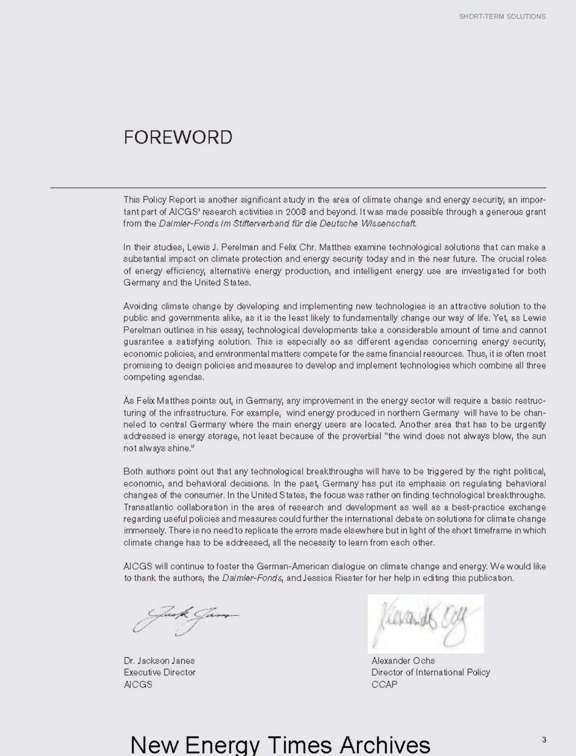# FOREWORD

This Policy Report is another significant study in the area of climate change and energy security, an important part of AICGS' research activities in 2008 and beyond. It was made possible through a generous grant from the *Daimler-Fonds im Stifterverband für die Deutsche Wissenschaft*.

In their studies, Lewis J. Perelman and Felix Chr. Matthes examine technological solutions that can make a substantial impact on climate protection and energy security today and in the near future. The crucial roles of energy efficiency, alternative energy production, and intelligent energy use are investigated for both Germany and the United States.

Avoiding climate change by developing and implementing new technologies is an attractive solution to the public and governments alike, as it is the least likely to fundamentally change our way of life. Yet, as Lewis Perelman outlines in his essay, technological developments take a considerable amount of time and cannot guarantee a satisfying solution. This is especially so as different agendas concerning energy security, economic policies, and environmental matters compete for the same financial resources. Thus, it is often most promising to design policies and measures to develop and implement technologies which combine all three competing agendas.

As Felix Matthes points out, in Germany, any improvement in the energy sector will require a basic restructuring of the infrastructure. For example, wind energy produced in northern Germany will have to be channeled to central Germany where the main energy users are located. Another area that has to be urgently addressed is energy storage, not least because of the proverbial "the wind does not always blow, the sun not always shine."

Both authors point out that any technological breakthroughs will have to be triggered by the right political, economic, and behavioral decisions. In the past, Germany has put its emphasis on regulating behavioral changes of the consumer. In the United States, the focus was rather on finding technological breakthroughs. Transatlantic collaboration in the area of research and development as well as a best-practice exchange regarding useful policies and measures could further the international debate on solutions for climate change immensely. There is no need to replicate the errors made elsewhere but in light of the short timeframe in which climate change has to be addressed, all the necessity to learn from each other.

AICGS will continue to foster the German-American dialogue on climate change and energy. We would like to thank the authors, the *Daimler-Fonds*, and Jessica Riester for her help in editing this publication.

Dr. Jackson Janes
Executive Director
AICGS

Alexander Ochs
Director of International Policy
CCAP

New Energy Times Archives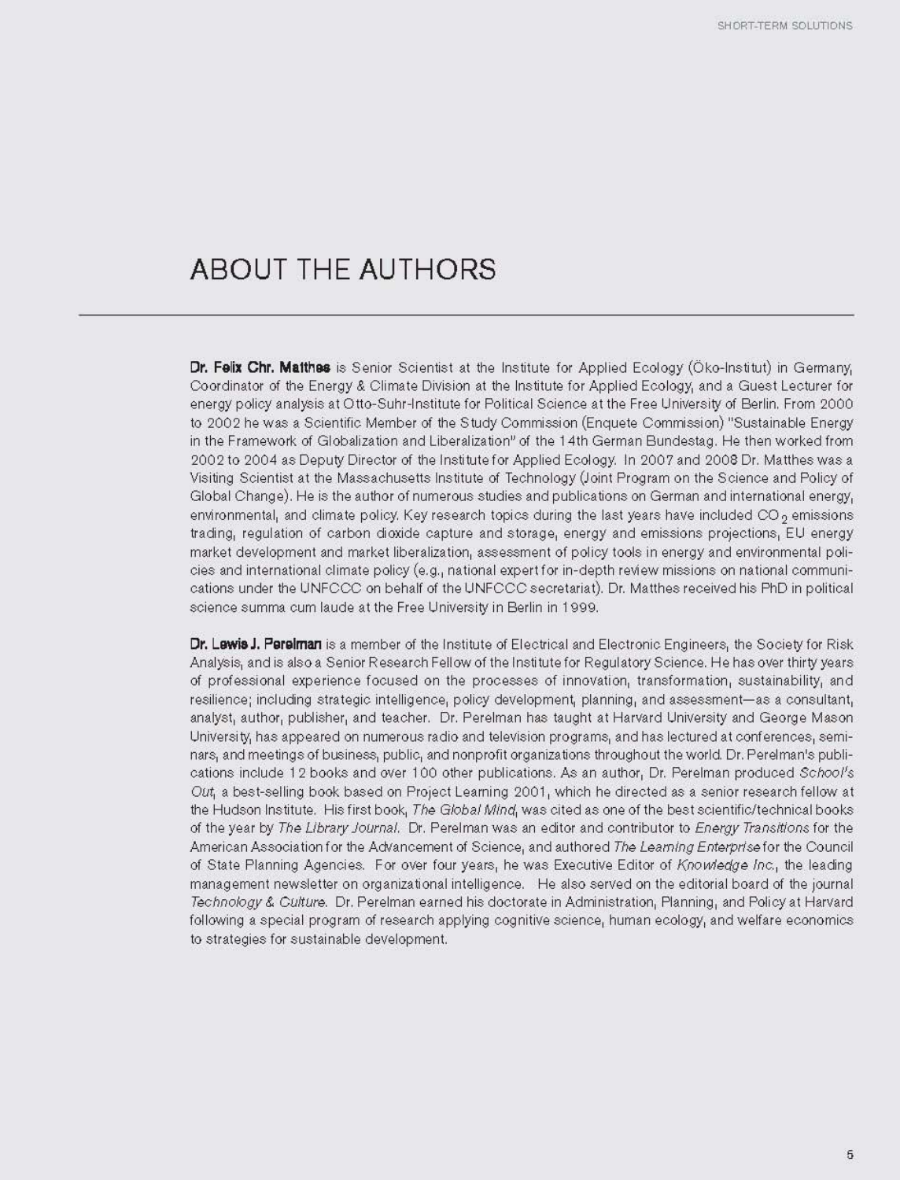# ABOUT THE AUTHORS

**Dr. Felix Chr. Matthes** is Senior Scientist at the Institute for Applied Ecology (Öko-Institut) in Germany, Coordinator of the Energy & Climate Division at the Institute for Applied Ecology, and a Guest Lecturer for energy policy analysis at Otto-Suhr-Institute for Political Science at the Free University of Berlin. From 2000 to 2002 he was a Scientific Member of the Study Commission (Enquete Commission) "Sustainable Energy in the Framework of Globalization and Liberalization" of the 14th German Bundestag. He then worked from 2002 to 2004 as Deputy Director of the Institute for Applied Ecology. In 2007 and 2008 Dr. Matthes was a Visiting Scientist at the Massachusetts Institute of Technology (Joint Program on the Science and Policy of Global Change). He is the author of numerous studies and publications on German and international energy, environmental, and climate policy. Key research topics during the last years have included $CO_2$ emissions trading, regulation of carbon dioxide capture and storage, energy and emissions projections, EU energy market development and market liberalization, assessment of policy tools in energy and environmental policies and international climate policy (e.g., national expert for in-depth review missions on national communications under the UNFCCC on behalf of the UNFCCC secretariat). Dr. Matthes received his PhD in political science summa cum laude at the Free University in Berlin in 1999.

**Dr. Lewis J. Perelman** is a member of the Institute of Electrical and Electronic Engineers, the Society for Risk Analysis, and is also a Senior Research Fellow of the Institute for Regulatory Science. He has over thirty years of professional experience focused on the processes of innovation, transformation, sustainability, and resilience; including strategic intelligence, policy development, planning, and assessment—as a consultant, analyst, author, publisher, and teacher. Dr. Perelman has taught at Harvard University and George Mason University, has appeared on numerous radio and television programs, and has lectured at conferences, seminars, and meetings of business, public, and nonprofit organizations throughout the world. Dr. Perelman's publications include 12 books and over 100 other publications. As an author, Dr. Perelman produced *School's Out*, a best-selling book based on Project Learning 2001, which he directed as a senior research fellow at the Hudson Institute. His first book, *The Global Mind*, was cited as one of the best scientific/technical books of the year by *The Library Journal*. Dr. Perelman was an editor and contributor to *Energy Transitions* for the American Association for the Advancement of Science, and authored *The Learning Enterprise* for the Council of State Planning Agencies. For over four years, he was Executive Editor of *Knowledge Inc.*, the leading management newsletter on organizational intelligence. He also served on the editorial board of the journal *Technology & Culture*. Dr. Perelman earned his doctorate in Administration, Planning, and Policy at Harvard following a special program of research applying cognitive science, human ecology, and welfare economics to strategies for sustainable development.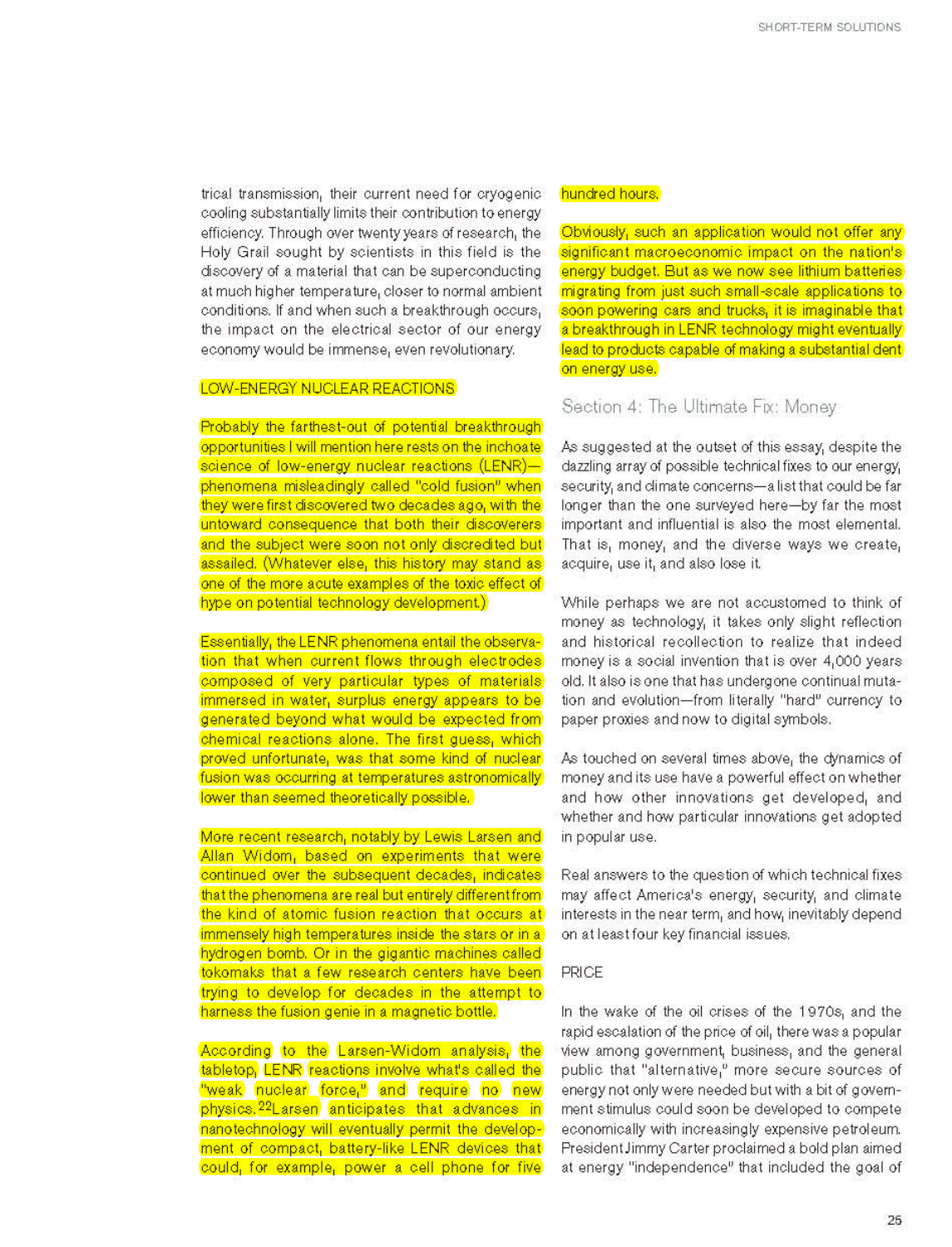trical transmission, their current need for cryogenic cooling substantially limits their contribution to energy efficiency. Through over twenty years of research, the Holy Grail sought by scientists in this field is the discovery of a material that can be superconducting at much higher temperature, closer to normal ambient conditions. If and when such a breakthrough occurs, the impact on the electrical sector of our energy economy would be immense, even revolutionary.

### LOW-ENERGY NUCLEAR REACTIONS

Probably the farthest-out of potential breakthrough opportunities I will mention here rests on the inchoate science of low-energy nuclear reactions (LENR)—phenomena misleadingly called "cold fusion" when they were first discovered two decades ago, with the untoward consequence that both their discoverers and the subject were soon not only discredited but assailed. (Whatever else, this history may stand as one of the more acute examples of the toxic effect of hype on potential technology development.)

Essentially, the LENR phenomena entail the observation that when current flows through electrodes composed of very particular types of materials immersed in water, surplus energy appears to be generated beyond what would be expected from chemical reactions alone. The first guess, which proved unfortunate, was that some kind of nuclear fusion was occurring at temperatures astronomically lower than seemed theoretically possible.

More recent research, notably by Lewis Larsen and Allan Widom, based on experiments that were continued over the subsequent decades, indicates that the phenomena are real but entirely different from the kind of atomic fusion reaction that occurs at immensely high temperatures inside the stars or in a hydrogen bomb. Or in the gigantic machines called tokomaks that a few research centers have been trying to develop for decades in the attempt to harness the fusion genie in a magnetic bottle.

According to the Larsen-Widom analysis, the tabletop, LENR reactions involve what's called the "weak nuclear force," and require no new physics.[22] Larsen anticipates that advances in nanotechnology will eventually permit the development of compact, battery-like LENR devices that could, for example, power a cell phone for five hundred hours.

Obviously, such an application would not offer any significant macroeconomic impact on the nation's energy budget. But as we now see lithium batteries migrating from just such small-scale applications to soon powering cars and trucks, it is imaginable that a breakthrough in LENR technology might eventually lead to products capable of making a substantial dent on energy use.

## Section 4: The Ultimate Fix: Money

As suggested at the outset of this essay, despite the dazzling array of possible technical fixes to our energy, security, and climate concerns—a list that could be far longer than the one surveyed here—by far the most important and influential is also the most elemental. That is, money, and the diverse ways we create, acquire, use it, and also lose it.

While perhaps we are not accustomed to think of money as technology, it takes only slight reflection and historical recollection to realize that indeed money is a social invention that is over 4,000 years old. It also is one that has undergone continual mutation and evolution—from literally "hard" currency to paper proxies and now to digital symbols.

As touched on several times above, the dynamics of money and its use have a powerful effect on whether and how other innovations get developed, and whether and how particular innovations get adopted in popular use.

Real answers to the question of which technical fixes may affect America's energy, security, and climate interests in the near term, and how, inevitably depend on at least four key financial issues.

### PRICE

In the wake of the oil crises of the 1970s, and the rapid escalation of the price of oil, there was a popular view among government, business, and the general public that "alternative," more secure sources of energy not only were needed but with a bit of government stimulus could soon be developed to compete economically with increasingly expensive petroleum. President Jimmy Carter proclaimed a bold plan aimed at energy "independence" that included the goal of